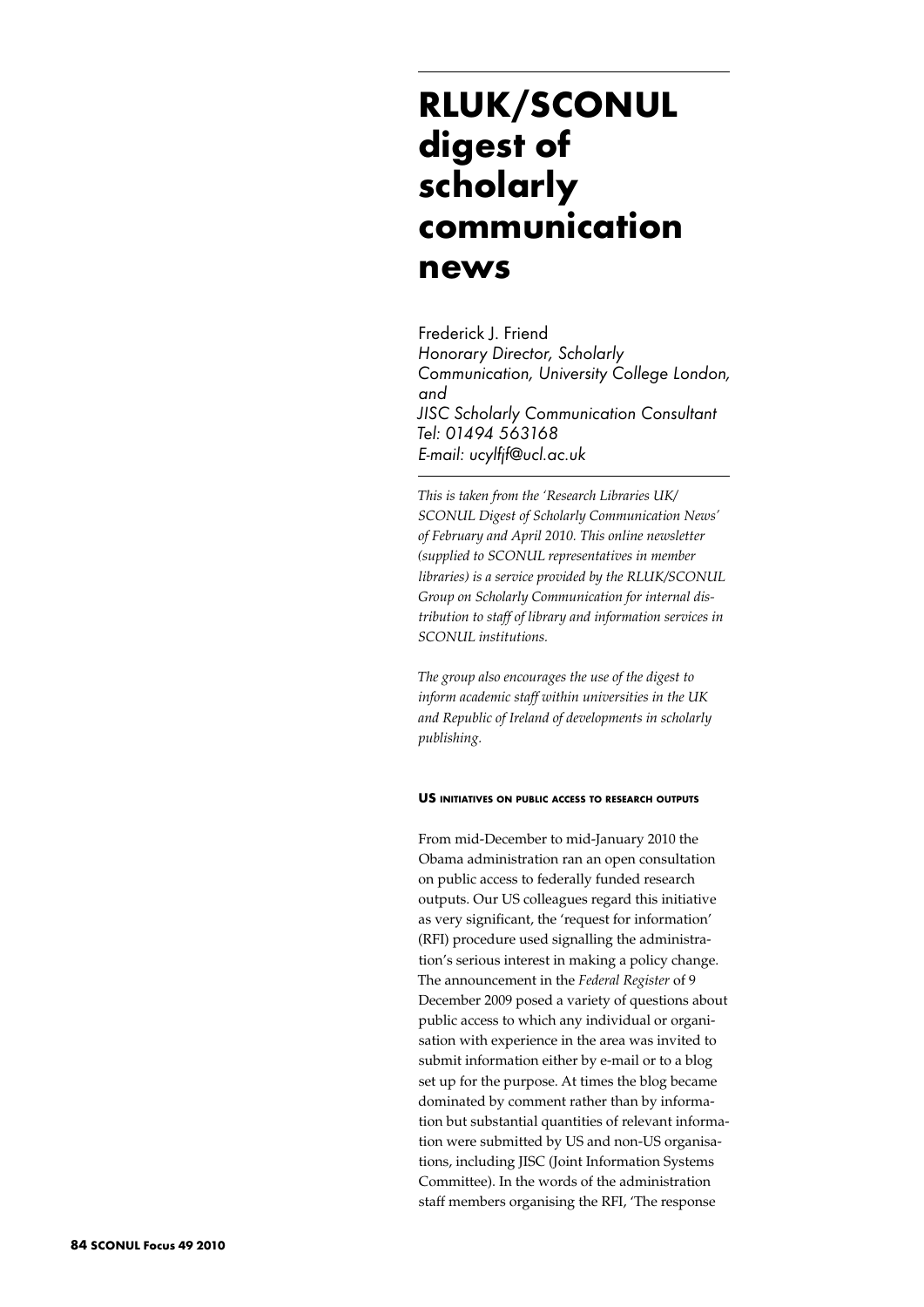# RLUK/SCONUL digest of scholarly communication news

Frederick J. Friend
*Honorary Director, Scholarly Communication, University College London, and*
*JISC Scholarly Communication Consultant*
*Tel: 01494 563168*
*E-mail: ucylfjf@ucl.ac.uk*

*This is taken from the 'Research Libraries UK/ SCONUL Digest of Scholarly Communication News' of February and April 2010. This online newsletter (supplied to SCONUL representatives in member libraries) is a service provided by the RLUK/SCONUL Group on Scholarly Communication for internal distribution to staff of library and information services in SCONUL institutions.*

*The group also encourages the use of the digest to inform academic staff within universities in the UK and Republic of Ireland of developments in scholarly publishing.*

#### US initiatives on public access to research outputs

From mid-December to mid-January 2010 the Obama administration ran an open consultation on public access to federally funded research outputs. Our US colleagues regard this initiative as very significant, the 'request for information' (RFI) procedure used signalling the administration's serious interest in making a policy change. The announcement in the *Federal Register* of 9 December 2009 posed a variety of questions about public access to which any individual or organisation with experience in the area was invited to submit information either by e-mail or to a blog set up for the purpose. At times the blog became dominated by comment rather than by information but substantial quantities of relevant information were submitted by US and non-US organisations, including JISC (Joint Information Systems Committee). In the words of the administration staff members organising the RFI, 'The response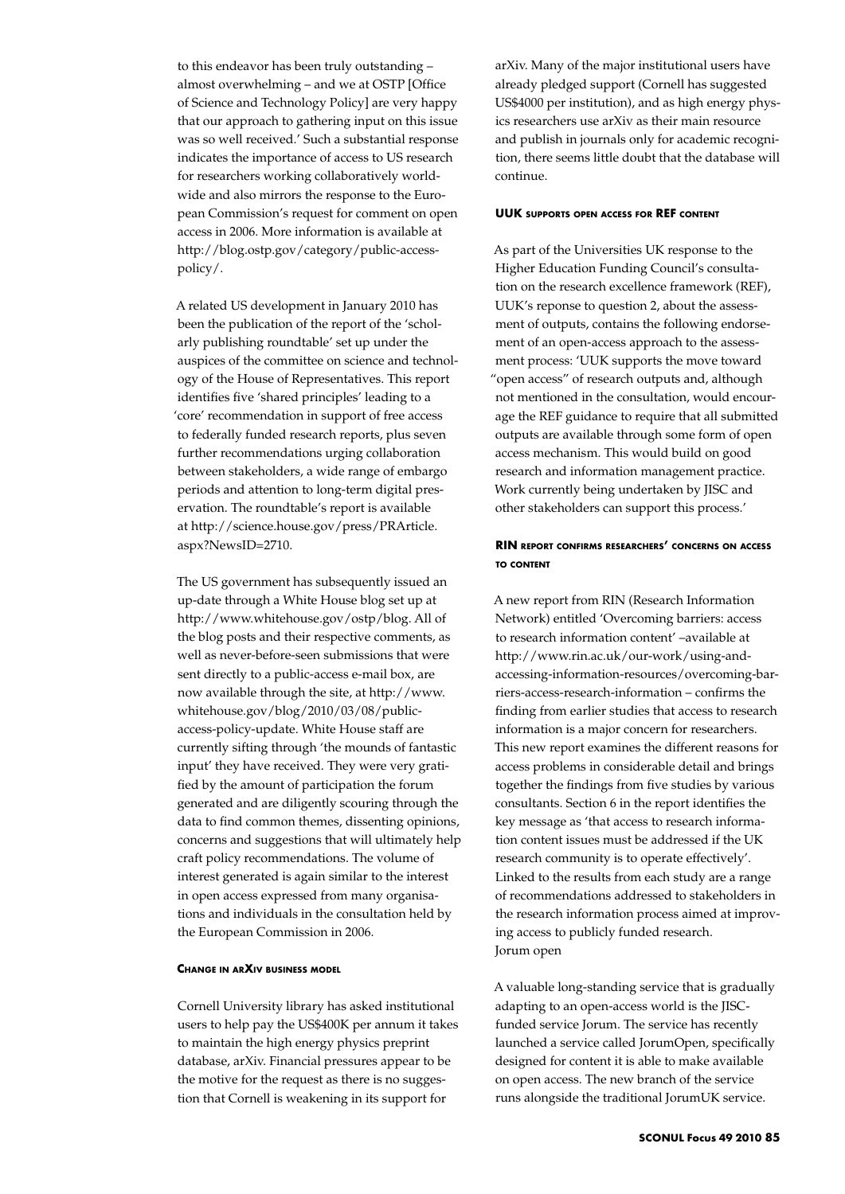to this endeavor has been truly outstanding – almost overwhelming – and we at OSTP [Office of Science and Technology Policy] are very happy that our approach to gathering input on this issue was so well received.' Such a substantial response indicates the importance of access to US research for researchers working collaboratively worldwide and also mirrors the response to the European Commission's request for comment on open access in 2006. More information is available at http://blog.ostp.gov/category/public-access-policy/.

A related US development in January 2010 has been the publication of the report of the 'scholarly publishing roundtable' set up under the auspices of the committee on science and technology of the House of Representatives. This report identifies five 'shared principles' leading to a 'core' recommendation in support of free access to federally funded research reports, plus seven further recommendations urging collaboration between stakeholders, a wide range of embargo periods and attention to long-term digital preservation. The roundtable's report is available at http://science.house.gov/press/PRArticle.aspx?NewsID=2710.

The US government has subsequently issued an up-date through a White House blog set up at http://www.whitehouse.gov/ostp/blog. All of the blog posts and their respective comments, as well as never-before-seen submissions that were sent directly to a public-access e-mail box, are now available through the site, at http://www.whitehouse.gov/blog/2010/03/08/public-access-policy-update. White House staff are currently sifting through 'the mounds of fantastic input' they have received. They were very gratified by the amount of participation the forum generated and are diligently scouring through the data to find common themes, dissenting opinions, concerns and suggestions that will ultimately help craft policy recommendations. The volume of interest generated is again similar to the interest in open access expressed from many organisations and individuals in the consultation held by the European Commission in 2006.

### Change in arXiv business model

Cornell University library has asked institutional users to help pay the US$400K per annum it takes to maintain the high energy physics preprint database, arXiv. Financial pressures appear to be the motive for the request as there is no suggestion that Cornell is weakening in its support for arXiv. Many of the major institutional users have already pledged support (Cornell has suggested US$4000 per institution), and as high energy physics researchers use arXiv as their main resource and publish in journals only for academic recognition, there seems little doubt that the database will continue.

### UUK supports open access for REF content

As part of the Universities UK response to the Higher Education Funding Council's consultation on the research excellence framework (REF), UUK's reponse to question 2, about the assessment of outputs, contains the following endorsement of an open-access approach to the assessment process: 'UUK supports the move toward "open access" of research outputs and, although not mentioned in the consultation, would encourage the REF guidance to require that all submitted outputs are available through some form of open access mechanism. This would build on good research and information management practice. Work currently being undertaken by JISC and other stakeholders can support this process.'

### RIN report confirms researchers' concerns on access to content

A new report from RIN (Research Information Network) entitled 'Overcoming barriers: access to research information content' –available at http://www.rin.ac.uk/our-work/using-and-accessing-information-resources/overcoming-barriers-access-research-information – confirms the finding from earlier studies that access to research information is a major concern for researchers. This new report examines the different reasons for access problems in considerable detail and brings together the findings from five studies by various consultants. Section 6 in the report identifies the key message as 'that access to research information content issues must be addressed if the UK research community is to operate effectively'. Linked to the results from each study are a range of recommendations addressed to stakeholders in the research information process aimed at improving access to publicly funded research.

Jorum open

A valuable long-standing service that is gradually adapting to an open-access world is the JISC-funded service Jorum. The service has recently launched a service called JorumOpen, specifically designed for content it is able to make available on open access. The new branch of the service runs alongside the traditional JorumUK service.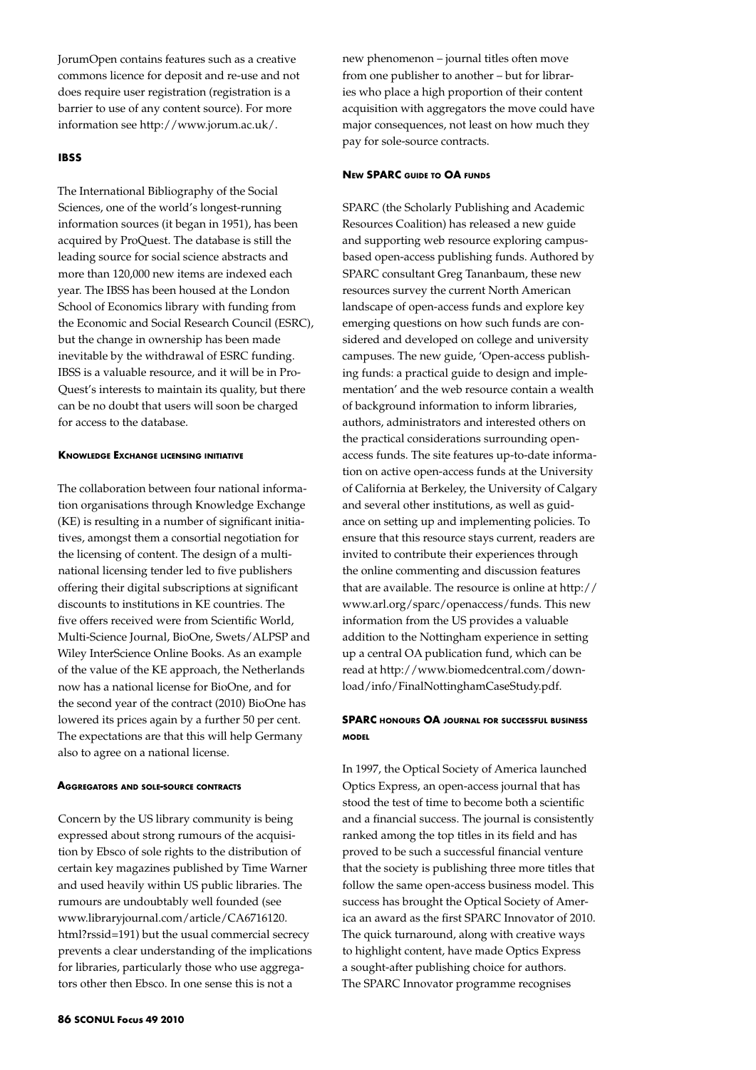JorumOpen contains features such as a creative commons licence for deposit and re-use and not does require user registration (registration is a barrier to use of any content source). For more information see http://www.jorum.ac.uk/.

### IBSS

The International Bibliography of the Social Sciences, one of the world's longest-running information sources (it began in 1951), has been acquired by ProQuest. The database is still the leading source for social science abstracts and more than 120,000 new items are indexed each year. The IBSS has been housed at the London School of Economics library with funding from the Economic and Social Research Council (ESRC), but the change in ownership has been made inevitable by the withdrawal of ESRC funding. IBSS is a valuable resource, and it will be in ProQuest's interests to maintain its quality, but there can be no doubt that users will soon be charged for access to the database.

### Knowledge Exchange licensing initiative

The collaboration between four national information organisations through Knowledge Exchange (KE) is resulting in a number of significant initiatives, amongst them a consortial negotiation for the licensing of content. The design of a multinational licensing tender led to five publishers offering their digital subscriptions at significant discounts to institutions in KE countries. The five offers received were from Scientific World, Multi-Science Journal, BioOne, Swets/ALPSP and Wiley InterScience Online Books. As an example of the value of the KE approach, the Netherlands now has a national license for BioOne, and for the second year of the contract (2010) BioOne has lowered its prices again by a further 50 per cent. The expectations are that this will help Germany also to agree on a national license.

### Aggregators and sole-source contracts

Concern by the US library community is being expressed about strong rumours of the acquisition by Ebsco of sole rights to the distribution of certain key magazines published by Time Warner and used heavily within US public libraries. The rumours are undoubtably well founded (see www.libraryjournal.com/article/CA6716120.html?rssid=191) but the usual commercial secrecy prevents a clear understanding of the implications for libraries, particularly those who use aggregators other then Ebsco. In one sense this is not a new phenomenon – journal titles often move from one publisher to another – but for libraries who place a high proportion of their content acquisition with aggregators the move could have major consequences, not least on how much they pay for sole-source contracts.

### New SPARC guide to OA funds

SPARC (the Scholarly Publishing and Academic Resources Coalition) has released a new guide and supporting web resource exploring campus-based open-access publishing funds. Authored by SPARC consultant Greg Tananbaum, these new resources survey the current North American landscape of open-access funds and explore key emerging questions on how such funds are considered and developed on college and university campuses. The new guide, 'Open-access publishing funds: a practical guide to design and implementation' and the web resource contain a wealth of background information to inform libraries, authors, administrators and interested others on the practical considerations surrounding open-access funds. The site features up-to-date information on active open-access funds at the University of California at Berkeley, the University of Calgary and several other institutions, as well as guidance on setting up and implementing policies. To ensure that this resource stays current, readers are invited to contribute their experiences through the online commenting and discussion features that are available. The resource is online at http://www.arl.org/sparc/openaccess/funds. This new information from the US provides a valuable addition to the Nottingham experience in setting up a central OA publication fund, which can be read at http://www.biomedcentral.com/download/info/FinalNottinghamCaseStudy.pdf.

### SPARC honours OA journal for successful business model

In 1997, the Optical Society of America launched Optics Express, an open-access journal that has stood the test of time to become both a scientific and a financial success. The journal is consistently ranked among the top titles in its field and has proved to be such a successful financial venture that the society is publishing three more titles that follow the same open-access business model. This success has brought the Optical Society of America an award as the first SPARC Innovator of 2010. The quick turnaround, along with creative ways to highlight content, have made Optics Express a sought-after publishing choice for authors. The SPARC Innovator programme recognises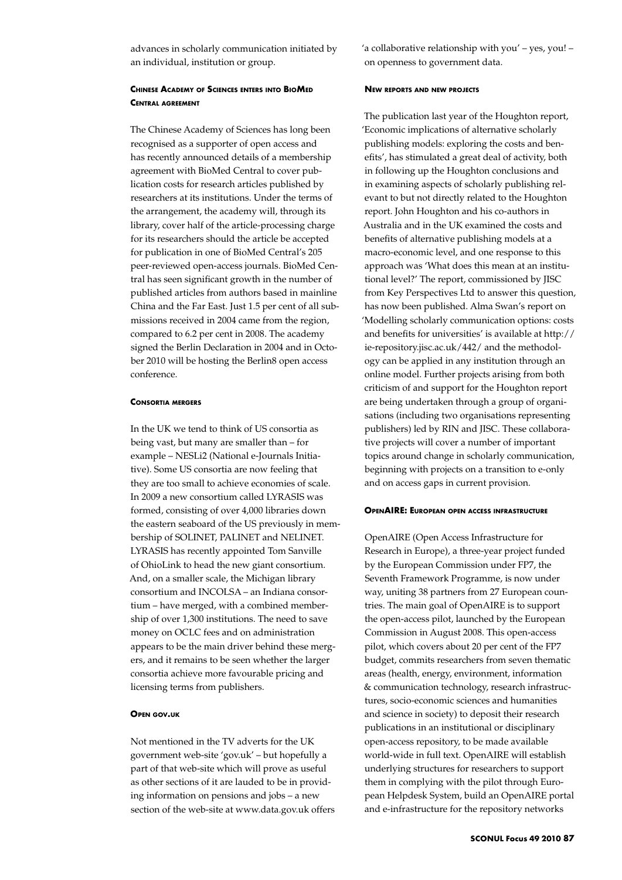advances in scholarly communication initiated by an individual, institution or group.

### Chinese Academy of Sciences enters into BioMed Central agreement

The Chinese Academy of Sciences has long been recognised as a supporter of open access and has recently announced details of a membership agreement with BioMed Central to cover publication costs for research articles published by researchers at its institutions. Under the terms of the arrangement, the academy will, through its library, cover half of the article-processing charge for its researchers should the article be accepted for publication in one of BioMed Central's 205 peer-reviewed open-access journals. BioMed Central has seen significant growth in the number of published articles from authors based in mainline China and the Far East. Just 1.5 per cent of all submissions received in 2004 came from the region, compared to 6.2 per cent in 2008. The academy signed the Berlin Declaration in 2004 and in October 2010 will be hosting the Berlin8 open access conference.

### Consortia mergers

In the UK we tend to think of US consortia as being vast, but many are smaller than – for example – NESLi2 (National e-Journals Initiative). Some US consortia are now feeling that they are too small to achieve economies of scale. In 2009 a new consortium called LYRASIS was formed, consisting of over 4,000 libraries down the eastern seaboard of the US previously in membership of SOLINET, PALINET and NELINET. LYRASIS has recently appointed Tom Sanville of OhioLink to head the new giant consortium. And, on a smaller scale, the Michigan library consortium and INCOLSA – an Indiana consortium – have merged, with a combined membership of over 1,300 institutions. The need to save money on OCLC fees and on administration appears to be the main driver behind these mergers, and it remains to be seen whether the larger consortia achieve more favourable pricing and licensing terms from publishers.

### Open gov.uk

Not mentioned in the TV adverts for the UK government web-site 'gov.uk' – but hopefully a part of that web-site which will prove as useful as other sections of it are lauded to be in providing information on pensions and jobs – a new section of the web-site at www.data.gov.uk offers 'a collaborative relationship with you' – yes, you! – on openness to government data.

### New reports and new projects

The publication last year of the Houghton report, 'Economic implications of alternative scholarly publishing models: exploring the costs and benefits', has stimulated a great deal of activity, both in following up the Houghton conclusions and in examining aspects of scholarly publishing relevant to but not directly related to the Houghton report. John Houghton and his co-authors in Australia and in the UK examined the costs and benefits of alternative publishing models at a macro-economic level, and one response to this approach was 'What does this mean at an institutional level?' The report, commissioned by JISC from Key Perspectives Ltd to answer this question, has now been published. Alma Swan's report on 'Modelling scholarly communication options: costs and benefits for universities' is available at http://ie-repository.jisc.ac.uk/442/ and the methodology can be applied in any institution through an online model. Further projects arising from both criticism of and support for the Houghton report are being undertaken through a group of organisations (including two organisations representing publishers) led by RIN and JISC. These collaborative projects will cover a number of important topics around change in scholarly communication, beginning with projects on a transition to e-only and on access gaps in current provision.

### OpenAIRE: European open access infrastructure

OpenAIRE (Open Access Infrastructure for Research in Europe), a three-year project funded by the European Commission under FP7, the Seventh Framework Programme, is now under way, uniting 38 partners from 27 European countries. The main goal of OpenAIRE is to support the open-access pilot, launched by the European Commission in August 2008. This open-access pilot, which covers about 20 per cent of the FP7 budget, commits researchers from seven thematic areas (health, energy, environment, information & communication technology, research infrastructures, socio-economic sciences and humanities and science in society) to deposit their research publications in an institutional or disciplinary open-access repository, to be made available world-wide in full text. OpenAIRE will establish underlying structures for researchers to support them in complying with the pilot through European Helpdesk System, build an OpenAIRE portal and e-infrastructure for the repository networks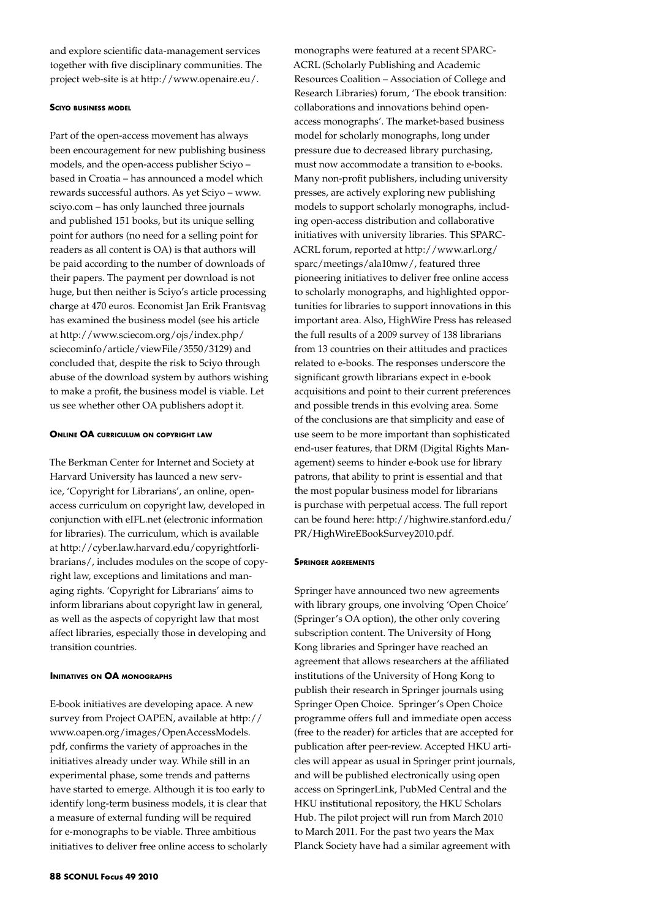and explore scientific data-management services together with five disciplinary communities. The project web-site is at http://www.openaire.eu/.

### Sciyo business model

Part of the open-access movement has always been encouragement for new publishing business models, and the open-access publisher Sciyo – based in Croatia – has announced a model which rewards successful authors. As yet Sciyo – www.sciyo.com – has only launched three journals and published 151 books, but its unique selling point for authors (no need for a selling point for readers as all content is OA) is that authors will be paid according to the number of downloads of their papers. The payment per download is not huge, but then neither is Sciyo's article processing charge at 470 euros. Economist Jan Erik Frantsvag has examined the business model (see his article at http://www.sciecom.org/ojs/index.php/sciecominfo/article/viewFile/3550/3129) and concluded that, despite the risk to Sciyo through abuse of the download system by authors wishing to make a profit, the business model is viable. Let us see whether other OA publishers adopt it.

### Online OA curriculum on copyright law

The Berkman Center for Internet and Society at Harvard University has launced a new service, 'Copyright for Librarians', an online, open-access curriculum on copyright law, developed in conjunction with eIFL.net (electronic information for libraries). The curriculum, which is available at http://cyber.law.harvard.edu/copyrightforlibrarians/, includes modules on the scope of copyright law, exceptions and limitations and managing rights. 'Copyright for Librarians' aims to inform librarians about copyright law in general, as well as the aspects of copyright law that most affect libraries, especially those in developing and transition countries.

### Initiatives on OA monographs

E-book initiatives are developing apace. A new survey from Project OAPEN, available at http://www.oapen.org/images/OpenAccessModels.pdf, confirms the variety of approaches in the initiatives already under way. While still in an experimental phase, some trends and patterns have started to emerge. Although it is too early to identify long-term business models, it is clear that a measure of external funding will be required for e-monographs to be viable. Three ambitious initiatives to deliver free online access to scholarly monographs were featured at a recent SPARC-ACRL (Scholarly Publishing and Academic Resources Coalition – Association of College and Research Libraries) forum, 'The ebook transition: collaborations and innovations behind open-access monographs'. The market-based business model for scholarly monographs, long under pressure due to decreased library purchasing, must now accommodate a transition to e-books. Many non-profit publishers, including university presses, are actively exploring new publishing models to support scholarly monographs, including open-access distribution and collaborative initiatives with university libraries. This SPARC-ACRL forum, reported at http://www.arl.org/sparc/meetings/ala10mw/, featured three pioneering initiatives to deliver free online access to scholarly monographs, and highlighted opportunities for libraries to support innovations in this important area. Also, HighWire Press has released the full results of a 2009 survey of 138 librarians from 13 countries on their attitudes and practices related to e-books. The responses underscore the significant growth librarians expect in e-book acquisitions and point to their current preferences and possible trends in this evolving area. Some of the conclusions are that simplicity and ease of use seem to be more important than sophisticated end-user features, that DRM (Digital Rights Management) seems to hinder e-book use for library patrons, that ability to print is essential and that the most popular business model for librarians is purchase with perpetual access. The full report can be found here: http://highwire.stanford.edu/PR/HighWireEBookSurvey2010.pdf.

### Springer agreements

Springer have announced two new agreements with library groups, one involving 'Open Choice' (Springer's OA option), the other only covering subscription content. The University of Hong Kong libraries and Springer have reached an agreement that allows researchers at the affiliated institutions of the University of Hong Kong to publish their research in Springer journals using Springer Open Choice. Springer's Open Choice programme offers full and immediate open access (free to the reader) for articles that are accepted for publication after peer-review. Accepted HKU articles will appear as usual in Springer print journals, and will be published electronically using open access on SpringerLink, PubMed Central and the HKU institutional repository, the HKU Scholars Hub. The pilot project will run from March 2010 to March 2011. For the past two years the Max Planck Society have had a similar agreement with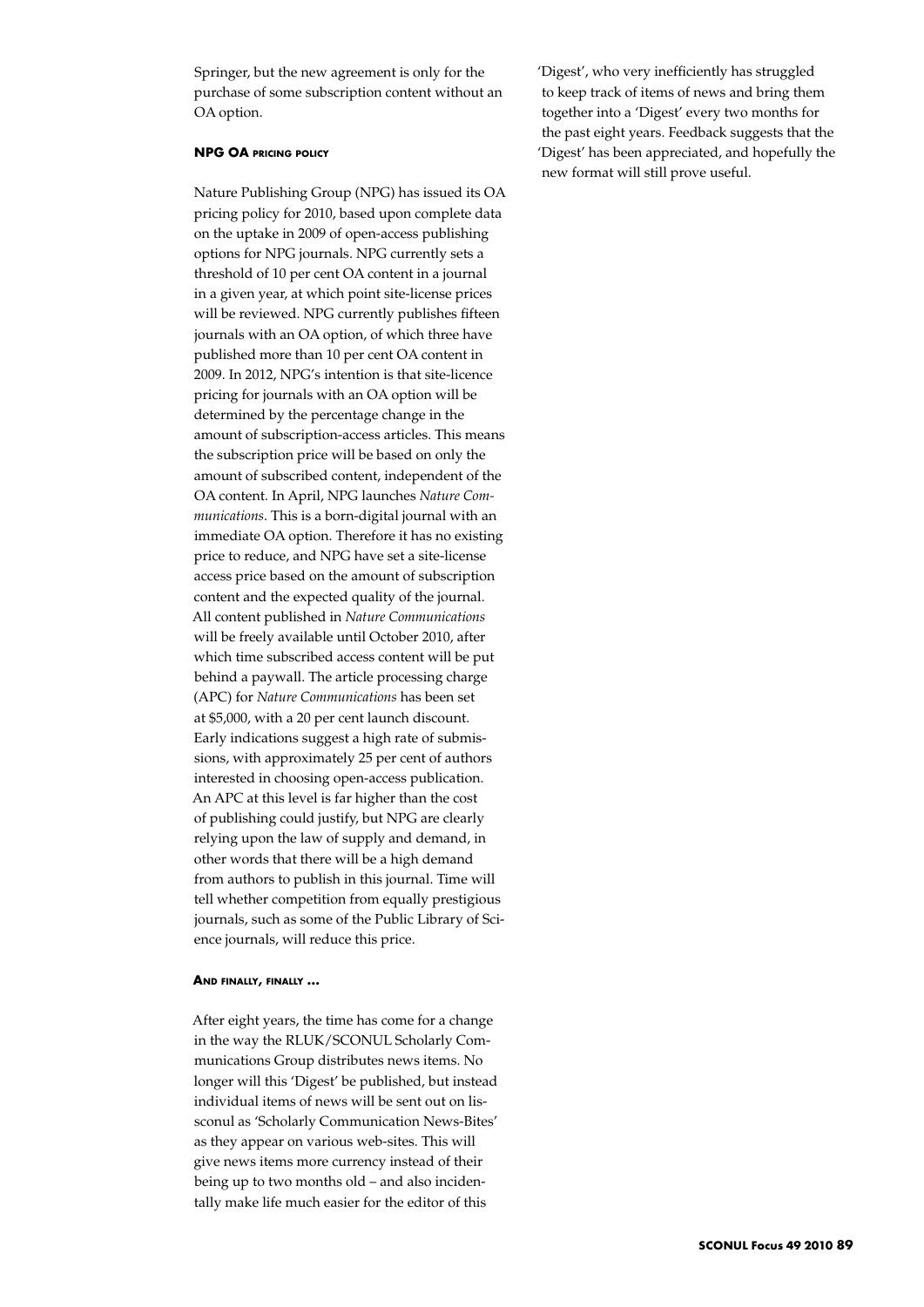Springer, but the new agreement is only for the purchase of some subscription content without an OA option.

### NPG OA pricing policy

Nature Publishing Group (NPG) has issued its OA pricing policy for 2010, based upon complete data on the uptake in 2009 of open-access publishing options for NPG journals. NPG currently sets a threshold of 10 per cent OA content in a journal in a given year, at which point site-license prices will be reviewed. NPG currently publishes fifteen journals with an OA option, of which three have published more than 10 per cent OA content in 2009. In 2012, NPG's intention is that site-licence pricing for journals with an OA option will be determined by the percentage change in the amount of subscription-access articles. This means the subscription price will be based on only the amount of subscribed content, independent of the OA content. In April, NPG launches *Nature Communications*. This is a born-digital journal with an immediate OA option. Therefore it has no existing price to reduce, and NPG have set a site-license access price based on the amount of subscription content and the expected quality of the journal. All content published in *Nature Communications* will be freely available until October 2010, after which time subscribed access content will be put behind a paywall. The article processing charge (APC) for *Nature Communications* has been set at $5,000, with a 20 per cent launch discount. Early indications suggest a high rate of submissions, with approximately 25 per cent of authors interested in choosing open-access publication. An APC at this level is far higher than the cost of publishing could justify, but NPG are clearly relying upon the law of supply and demand, in other words that there will be a high demand from authors to publish in this journal. Time will tell whether competition from equally prestigious journals, such as some of the Public Library of Science journals, will reduce this price.

### And finally, finally …

After eight years, the time has come for a change in the way the RLUK/SCONUL Scholarly Communications Group distributes news items. No longer will this 'Digest' be published, but instead individual items of news will be sent out on lis-sconul as 'Scholarly Communication News-Bites' as they appear on various web-sites. This will give news items more currency instead of their being up to two months old – and also incidentally make life much easier for the editor of this 'Digest', who very inefficiently has struggled to keep track of items of news and bring them together into a 'Digest' every two months for the past eight years. Feedback suggests that the 'Digest' has been appreciated, and hopefully the new format will still prove useful.